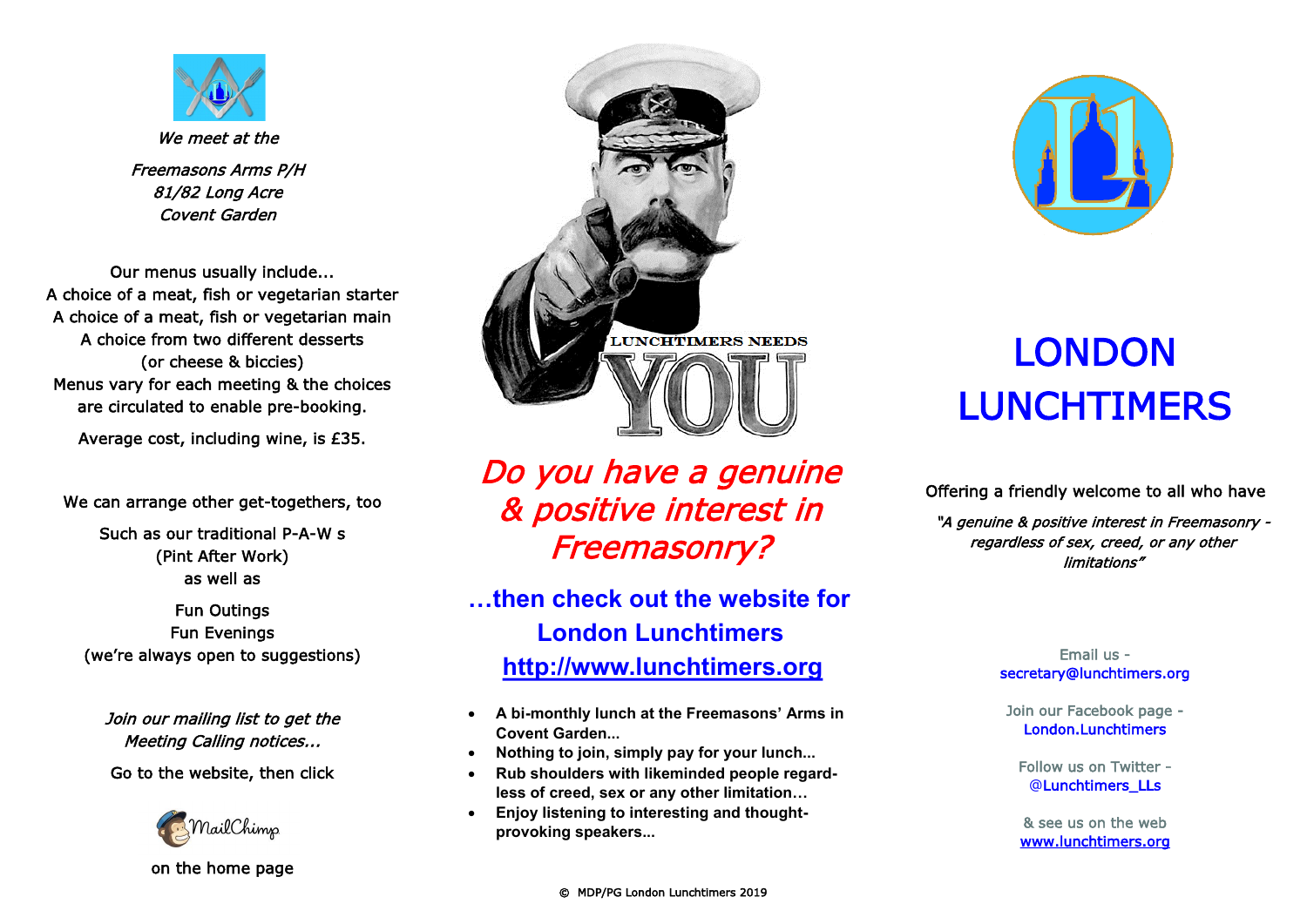*We meet at the*

*Freemasons Arms P/H*
*81/82 Long Acre*
*Covent Garden*

Our menus usually include...
A choice of a meat, fish or vegetarian starter
A choice of a meat, fish or vegetarian main
A choice from two different desserts
(or cheese & biccies)
Menus vary for each meeting & the choices are circulated to enable pre-booking.

Average cost, including wine, is £35.

We can arrange other get-togethers, too

Such as our traditional P-A-W s
(Pint After Work)
as well as

Fun Outings
Fun Evenings
(we're always open to suggestions)

*Join our mailing list to get the Meeting Calling notices...*

Go to the website, then click

MailChimp

on the home page

LUNCHTIMERS NEEDS
YOU

*Do you have a genuine & positive interest in Freemasonry?*

**…then check out the website for London Lunchtimers**
**http://www.lunchtimers.org**

- **A bi-monthly lunch at the Freemasons' Arms in Covent Garden...**
- **Nothing to join, simply pay for your lunch...**
- **Rub shoulders with likeminded people regardless of creed, sex or any other limitation…**
- **Enjoy listening to interesting and thought-provoking speakers...**

# LONDON LUNCHTIMERS

Offering a friendly welcome to all who have

*"A genuine & positive interest in Freemasonry - regardless of sex, creed, or any other limitations"*

Email us -
secretary@lunchtimers.org

Join our Facebook page -
London.Lunchtimers

Follow us on Twitter -
@Lunchtimers_LLs

& see us on the web
www.lunchtimers.org

© MDP/PG London Lunchtimers 2019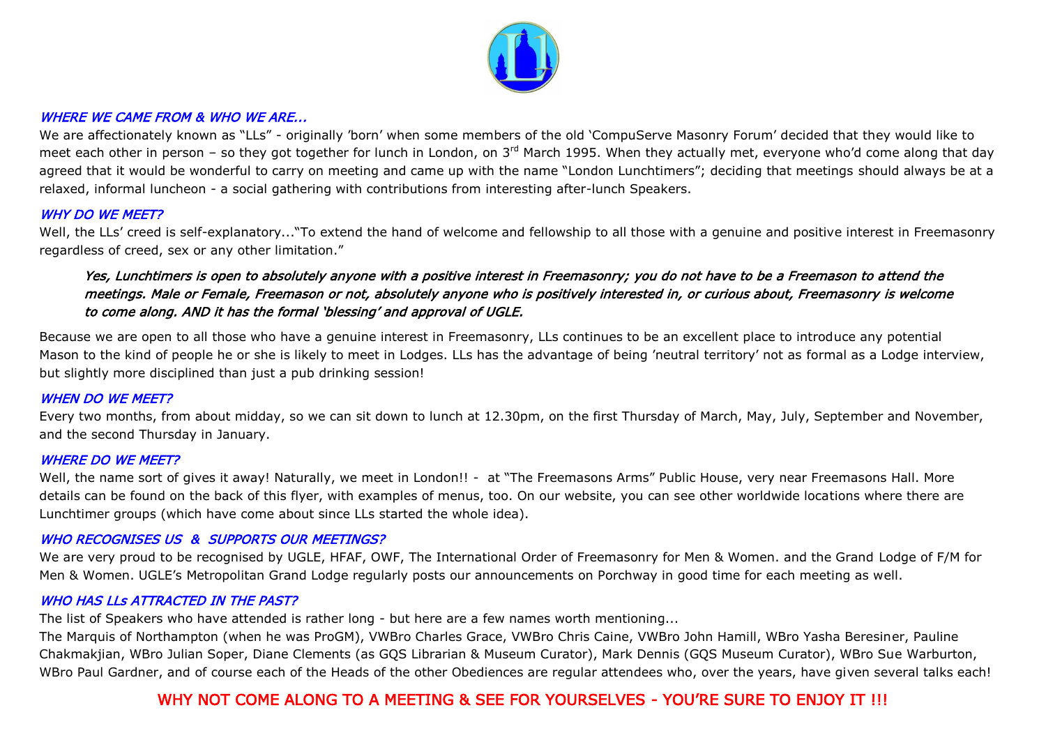### *WHERE WE CAME FROM & WHO WE ARE...*

We are affectionately known as "LLs" - originally 'born' when some members of the old 'CompuServe Masonry Forum' decided that they would like to meet each other in person – so they got together for lunch in London, on 3rd March 1995. When they actually met, everyone who'd come along that day agreed that it would be wonderful to carry on meeting and came up with the name "London Lunchtimers"; deciding that meetings should always be at a relaxed, informal luncheon - a social gathering with contributions from interesting after-lunch Speakers.

### *WHY DO WE MEET?*

Well, the LLs' creed is self-explanatory..."To extend the hand of welcome and fellowship to all those with a genuine and positive interest in Freemasonry regardless of creed, sex or any other limitation."

> *Yes, Lunchtimers is open to absolutely anyone with a positive interest in Freemasonry; you do not have to be a Freemason to attend the meetings. Male or Female, Freemason or not, absolutely anyone who is positively interested in, or curious about, Freemasonry is welcome to come along. AND it has the formal 'blessing' and approval of UGLE.*

Because we are open to all those who have a genuine interest in Freemasonry, LLs continues to be an excellent place to introduce any potential Mason to the kind of people he or she is likely to meet in Lodges. LLs has the advantage of being 'neutral territory' not as formal as a Lodge interview, but slightly more disciplined than just a pub drinking session!

### *WHEN DO WE MEET?*

Every two months, from about midday, so we can sit down to lunch at 12.30pm, on the first Thursday of March, May, July, September and November, and the second Thursday in January.

### *WHERE DO WE MEET?*

Well, the name sort of gives it away! Naturally, we meet in London!! - at "The Freemasons Arms" Public House, very near Freemasons Hall. More details can be found on the back of this flyer, with examples of menus, too. On our website, you can see other worldwide locations where there are Lunchtimer groups (which have come about since LLs started the whole idea).

### *WHO RECOGNISES US & SUPPORTS OUR MEETINGS?*

We are very proud to be recognised by UGLE, HFAF, OWF, The International Order of Freemasonry for Men & Women. and the Grand Lodge of F/M for Men & Women. UGLE's Metropolitan Grand Lodge regularly posts our announcements on Porchway in good time for each meeting as well.

### *WHO HAS LLs ATTRACTED IN THE PAST?*

The list of Speakers who have attended is rather long - but here are a few names worth mentioning...

The Marquis of Northampton (when he was ProGM), VWBro Charles Grace, VWBro Chris Caine, VWBro John Hamill, WBro Yasha Beresiner, Pauline Chakmakjian, WBro Julian Soper, Diane Clements (as GQS Librarian & Museum Curator), Mark Dennis (GQS Museum Curator), WBro Sue Warburton, WBro Paul Gardner, and of course each of the Heads of the other Obediences are regular attendees who, over the years, have given several talks each!

## WHY NOT COME ALONG TO A MEETING & SEE FOR YOURSELVES - YOU'RE SURE TO ENJOY IT !!!